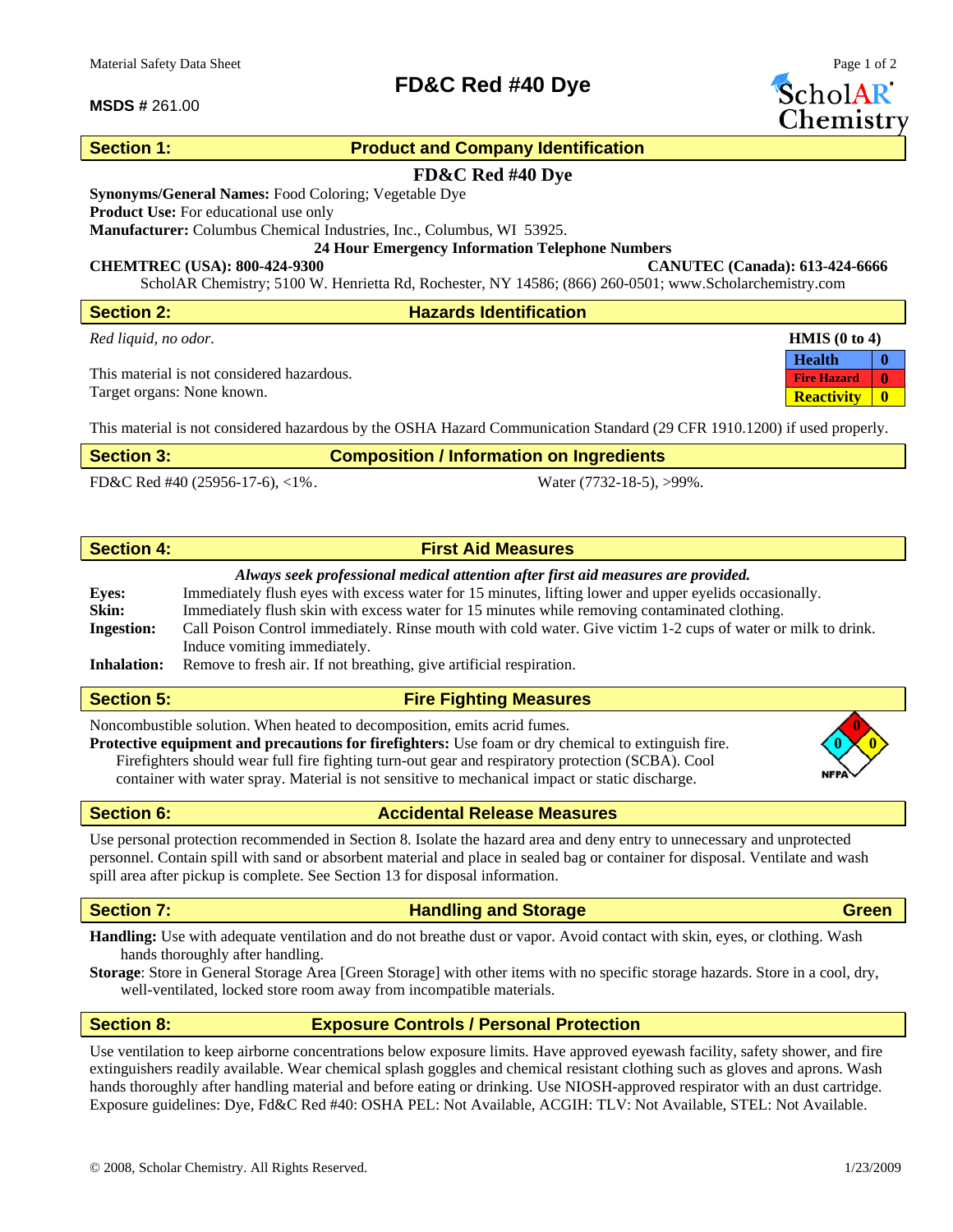Material Safety Data Sheet

**MSDS #** 261.00

# FD&C Red #40 Dye

ScholAR Chemistry

## Section 1: Product and Company Identification

**FD&C Red #40 Dye**

**Synonyms/General Names:** Food Coloring; Vegetable Dye

**Product Use:** For educational use only

**Manufacturer:** Columbus Chemical Industries, Inc., Columbus, WI 53925.

**24 Hour Emergency Information Telephone Numbers**

**CHEMTREC (USA): 800-424-9300** **CANUTEC (Canada): 613-424-6666**

ScholAR Chemistry; 5100 W. Henrietta Rd, Rochester, NY 14586; (866) 260-0501; www.Scholarchemistry.com

## Section 2: Hazards Identification

*Red liquid, no odor.*

This material is not considered hazardous.
Target organs: None known.

| HMIS (0 to 4) | |
|---|---|
| Health | 0 |
| Fire Hazard | 0 |
| Reactivity | 0 |

This material is not considered hazardous by the OSHA Hazard Communication Standard (29 CFR 1910.1200) if used properly.

## Section 3: Composition / Information on Ingredients

FD&C Red #40 (25956-17-6), <1%.

Water (7732-18-5), >99%.

## Section 4: First Aid Measures

***Always seek professional medical attention after first aid measures are provided.***

**Eyes:** Immediately flush eyes with excess water for 15 minutes, lifting lower and upper eyelids occasionally.

**Skin:** Immediately flush skin with excess water for 15 minutes while removing contaminated clothing.

**Ingestion:** Call Poison Control immediately. Rinse mouth with cold water. Give victim 1-2 cups of water or milk to drink. Induce vomiting immediately.

**Inhalation:** Remove to fresh air. If not breathing, give artificial respiration.

## Section 5: Fire Fighting Measures

Noncombustible solution. When heated to decomposition, emits acrid fumes.

**Protective equipment and precautions for firefighters:** Use foam or dry chemical to extinguish fire. Firefighters should wear full fire fighting turn-out gear and respiratory protection (SCBA). Cool container with water spray. Material is not sensitive to mechanical impact or static discharge.

NFPA: Health 0, Fire 0, Reactivity 0

## Section 6: Accidental Release Measures

Use personal protection recommended in Section 8. Isolate the hazard area and deny entry to unnecessary and unprotected personnel. Contain spill with sand or absorbent material and place in sealed bag or container for disposal. Ventilate and wash spill area after pickup is complete. See Section 13 for disposal information.

## Section 7: Handling and Storage — Green

**Handling:** Use with adequate ventilation and do not breathe dust or vapor. Avoid contact with skin, eyes, or clothing. Wash hands thoroughly after handling.

**Storage**: Store in General Storage Area [Green Storage] with other items with no specific storage hazards. Store in a cool, dry, well-ventilated, locked store room away from incompatible materials.

## Section 8: Exposure Controls / Personal Protection

Use ventilation to keep airborne concentrations below exposure limits. Have approved eyewash facility, safety shower, and fire extinguishers readily available. Wear chemical splash goggles and chemical resistant clothing such as gloves and aprons. Wash hands thoroughly after handling material and before eating or drinking. Use NIOSH-approved respirator with an dust cartridge.
Exposure guidelines: Dye, Fd&C Red #40: OSHA PEL: Not Available, ACGIH: TLV: Not Available, STEL: Not Available.

© 2008, Scholar Chemistry. All Rights Reserved. 1/23/2009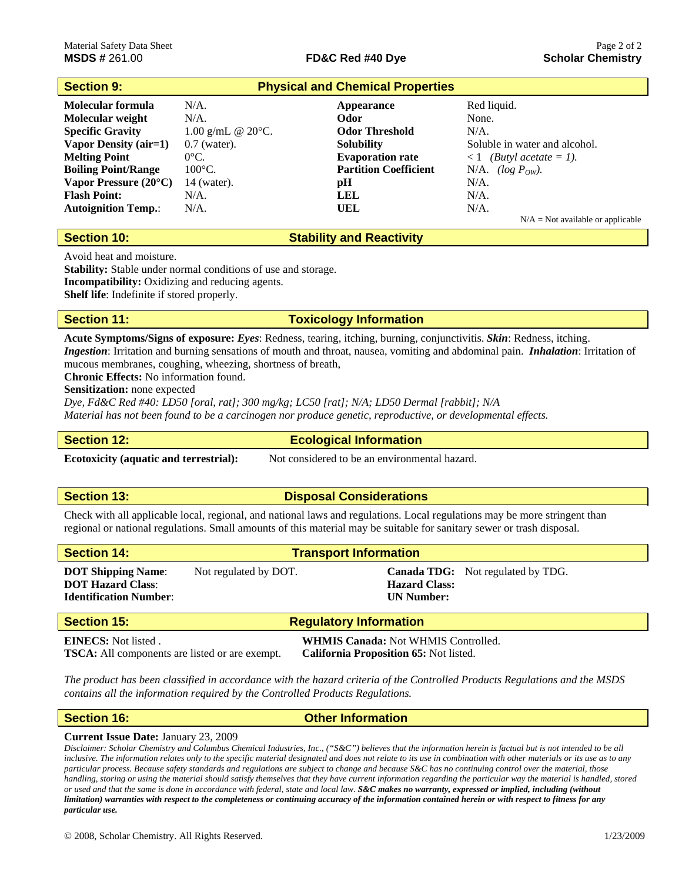## Section 9: Physical and Chemical Properties

| | | | |
|---|---|---|---|
| **Molecular formula** | N/A. | **Appearance** | Red liquid. |
| **Molecular weight** | N/A. | **Odor** | None. |
| **Specific Gravity** | 1.00 g/mL @ 20°C. | **Odor Threshold** | N/A. |
| **Vapor Density (air=1)** | 0.7 (water). | **Solubility** | Soluble in water and alcohol. |
| **Melting Point** | 0°C. | **Evaporation rate** | < 1 *(Butyl acetate = 1).* |
| **Boiling Point/Range** | 100°C. | **Partition Coefficient** | N/A. *(log $P_{OW}$).* |
| **Vapor Pressure (20°C)** | 14 (water). | **pH** | N/A. |
| **Flash Point:** | N/A. | **LEL** | N/A. |
| **Autoignition Temp.**: | N/A. | **UEL** | N/A. |

N/A = Not available or applicable

## Section 10: Stability and Reactivity

Avoid heat and moisture.
**Stability:** Stable under normal conditions of use and storage.
**Incompatibility:** Oxidizing and reducing agents.
**Shelf life**: Indefinite if stored properly.

## Section 11: Toxicology Information

**Acute Symptoms/Signs of exposure:** ***Eyes***: Redness, tearing, itching, burning, conjunctivitis. ***Skin***: Redness, itching. ***Ingestion***: Irritation and burning sensations of mouth and throat, nausea, vomiting and abdominal pain. ***Inhalation***: Irritation of mucous membranes, coughing, wheezing, shortness of breath,
**Chronic Effects:** No information found.
**Sensitization:** none expected
*Dye, Fd&C Red #40: LD50 [oral, rat]; 300 mg/kg; LC50 [rat]; N/A; LD50 Dermal [rabbit]; N/A*
*Material has not been found to be a carcinogen nor produce genetic, reproductive, or developmental effects.*

## Section 12: Ecological Information

**Ecotoxicity (aquatic and terrestrial):** Not considered to be an environmental hazard.

## Section 13: Disposal Considerations

Check with all applicable local, regional, and national laws and regulations. Local regulations may be more stringent than regional or national regulations. Small amounts of this material may be suitable for sanitary sewer or trash disposal.

## Section 14: Transport Information

| | | | |
|---|---|---|---|
| **DOT Shipping Name**: | Not regulated by DOT. | **Canada TDG:** | Not regulated by TDG. |
| **DOT Hazard Class**: | | **Hazard Class:** | |
| **Identification Number**: | | **UN Number:** | |

## Section 15: Regulatory Information

**EINECS:** Not listed .
**TSCA:** All components are listed or are exempt.
**WHMIS Canada:** Not WHMIS Controlled.
**California Proposition 65:** Not listed.

*The product has been classified in accordance with the hazard criteria of the Controlled Products Regulations and the MSDS contains all the information required by the Controlled Products Regulations.*

## Section 16: Other Information

**Current Issue Date:** January 23, 2009

*Disclaimer: Scholar Chemistry and Columbus Chemical Industries, Inc., ("S&C") believes that the information herein is factual but is not intended to be all inclusive. The information relates only to the specific material designated and does not relate to its use in combination with other materials or its use as to any particular process. Because safety standards and regulations are subject to change and because S&C has no continuing control over the material, those handling, storing or using the material should satisfy themselves that they have current information regarding the particular way the material is handled, stored or used and that the same is done in accordance with federal, state and local law.* ***S&C makes no warranty, expressed or implied, including (without limitation) warranties with respect to the completeness or continuing accuracy of the information contained herein or with respect to fitness for any particular use.***

© 2008, Scholar Chemistry. All Rights Reserved. 1/23/2009